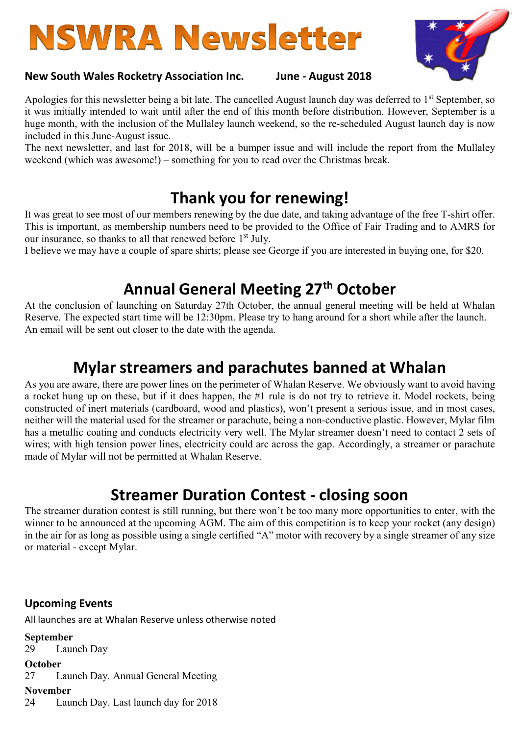# NSWRA Newsletter

**New South Wales Rocketry Association Inc.** **June - August 2018**

Apologies for this newsletter being a bit late. The cancelled August launch day was deferred to 1st September, so it was initially intended to wait until after the end of this month before distribution. However, September is a huge month, with the inclusion of the Mullaley launch weekend, so the re-scheduled August launch day is now included in this June-August issue.

The next newsletter, and last for 2018, will be a bumper issue and will include the report from the Mullaley weekend (which was awesome!) – something for you to read over the Christmas break.

## Thank you for renewing!

It was great to see most of our members renewing by the due date, and taking advantage of the free T-shirt offer. This is important, as membership numbers need to be provided to the Office of Fair Trading and to AMRS for our insurance, so thanks to all that renewed before 1st July.

I believe we may have a couple of spare shirts; please see George if you are interested in buying one, for $20.

## Annual General Meeting 27th October

At the conclusion of launching on Saturday 27th October, the annual general meeting will be held at Whalan Reserve. The expected start time will be 12:30pm. Please try to hang around for a short while after the launch. An email will be sent out closer to the date with the agenda.

## Mylar streamers and parachutes banned at Whalan

As you are aware, there are power lines on the perimeter of Whalan Reserve. We obviously want to avoid having a rocket hung up on these, but if it does happen, the #1 rule is do not try to retrieve it. Model rockets, being constructed of inert materials (cardboard, wood and plastics), won't present a serious issue, and in most cases, neither will the material used for the streamer or parachute, being a non-conductive plastic. However, Mylar film has a metallic coating and conducts electricity very well. The Mylar streamer doesn't need to contact 2 sets of wires; with high tension power lines, electricity could arc across the gap. Accordingly, a streamer or parachute made of Mylar will not be permitted at Whalan Reserve.

## Streamer Duration Contest - closing soon

The streamer duration contest is still running, but there won't be too many opportunities to enter, with the winner to be announced at the upcoming AGM. The aim of this competition is to keep your rocket (any design) in the air for as long as possible using a single certified "A" motor with recovery by a single streamer of any size or material - except Mylar.

### Upcoming Events

All launches are at Whalan Reserve unless otherwise noted

**September**

29 Launch Day

**October**

27 Launch Day. Annual General Meeting

**November**

24 Launch Day. Last launch day for 2018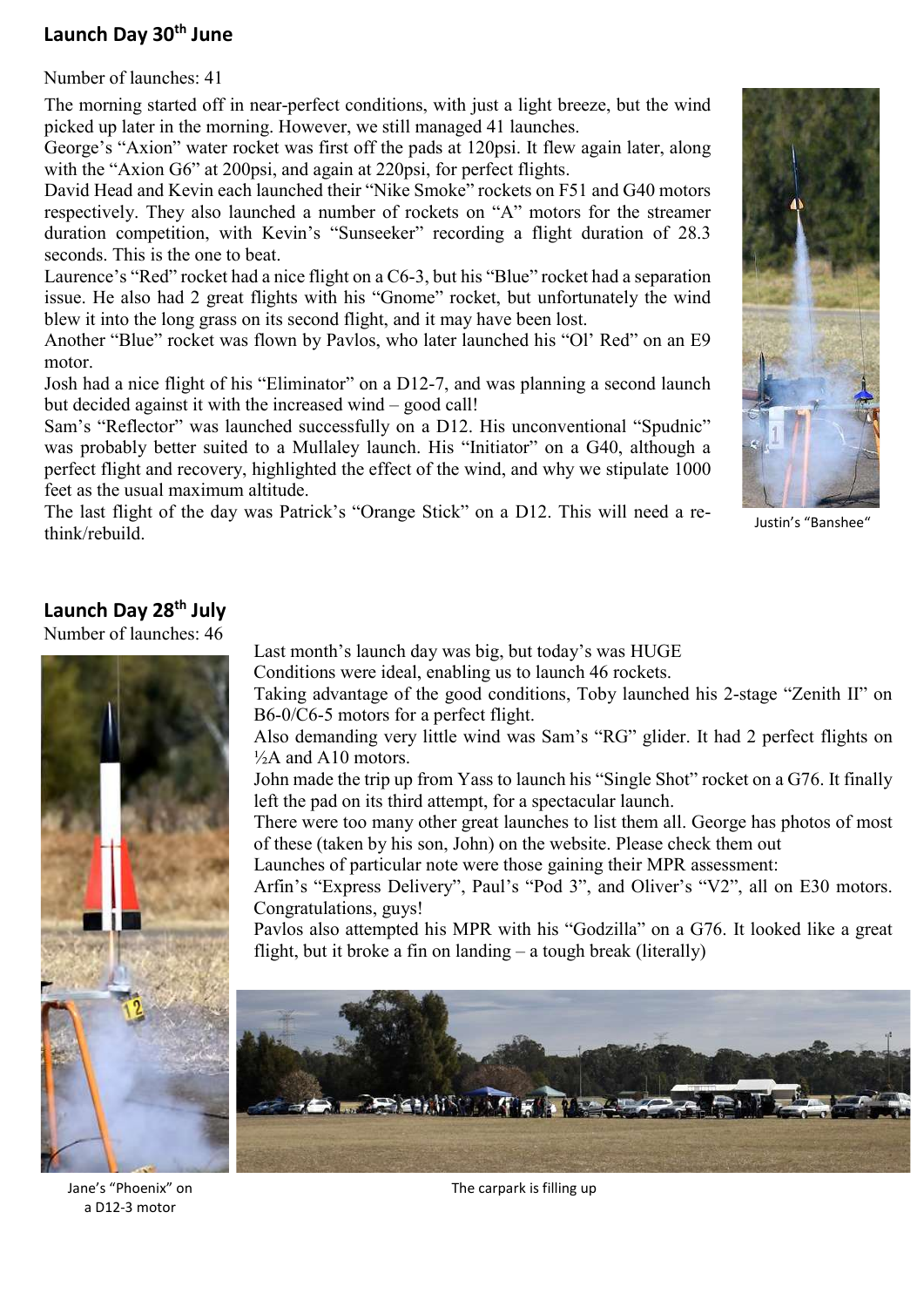## Launch Day 30th June

Number of launches: 41

The morning started off in near-perfect conditions, with just a light breeze, but the wind picked up later in the morning. However, we still managed 41 launches.

George's "Axion" water rocket was first off the pads at 120psi. It flew again later, along with the "Axion G6" at 200psi, and again at 220psi, for perfect flights.

David Head and Kevin each launched their "Nike Smoke" rockets on F51 and G40 motors respectively. They also launched a number of rockets on "A" motors for the streamer duration competition, with Kevin's "Sunseeker" recording a flight duration of 28.3 seconds. This is the one to beat.

Laurence's "Red" rocket had a nice flight on a C6-3, but his "Blue" rocket had a separation issue. He also had 2 great flights with his "Gnome" rocket, but unfortunately the wind blew it into the long grass on its second flight, and it may have been lost.

Another "Blue" rocket was flown by Pavlos, who later launched his "Ol' Red" on an E9 motor.

Josh had a nice flight of his "Eliminator" on a D12-7, and was planning a second launch but decided against it with the increased wind – good call!

Sam's "Reflector" was launched successfully on a D12. His unconventional "Spudnic" was probably better suited to a Mullaley launch. His "Initiator" on a G40, although a perfect flight and recovery, highlighted the effect of the wind, and why we stipulate 1000 feet as the usual maximum altitude.

The last flight of the day was Patrick's "Orange Stick" on a D12. This will need a re-think/rebuild.

Justin's "Banshee"

## Launch Day 28th July

Number of launches: 46

Last month's launch day was big, but today's was HUGE

Conditions were ideal, enabling us to launch 46 rockets.

Taking advantage of the good conditions, Toby launched his 2-stage "Zenith II" on B6-0/C6-5 motors for a perfect flight.

Also demanding very little wind was Sam's "RG" glider. It had 2 perfect flights on ½A and A10 motors.

John made the trip up from Yass to launch his "Single Shot" rocket on a G76. It finally left the pad on its third attempt, for a spectacular launch.

There were too many other great launches to list them all. George has photos of most of these (taken by his son, John) on the website. Please check them out

Launches of particular note were those gaining their MPR assessment:

Arfin's "Express Delivery", Paul's "Pod 3", and Oliver's "V2", all on E30 motors. Congratulations, guys!

Pavlos also attempted his MPR with his "Godzilla" on a G76. It looked like a great flight, but it broke a fin on landing – a tough break (literally)

Jane's "Phoenix" on a D12-3 motor

The carpark is filling up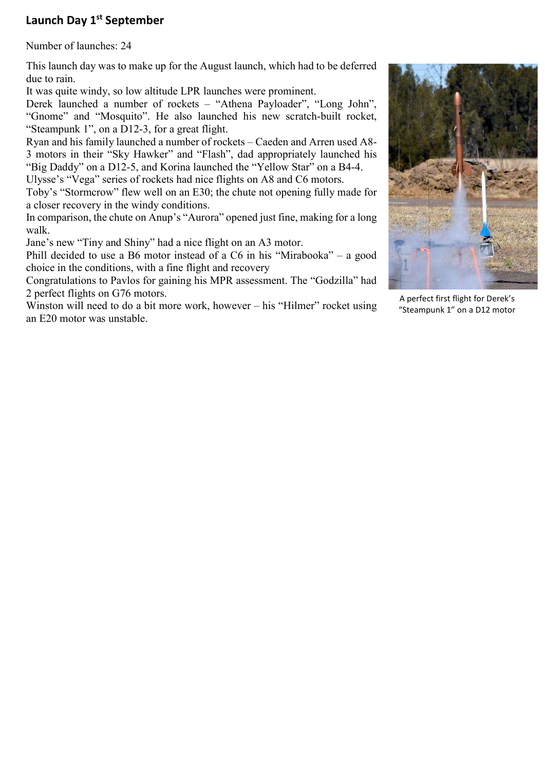## Launch Day 1st September

Number of launches: 24

This launch day was to make up for the August launch, which had to be deferred due to rain.

It was quite windy, so low altitude LPR launches were prominent.

Derek launched a number of rockets – "Athena Payloader", "Long John", "Gnome" and "Mosquito". He also launched his new scratch-built rocket, "Steampunk 1", on a D12-3, for a great flight.

Ryan and his family launched a number of rockets – Caeden and Arren used A8-3 motors in their "Sky Hawker" and "Flash", dad appropriately launched his "Big Daddy" on a D12-5, and Korina launched the "Yellow Star" on a B4-4.

Ulysse's "Vega" series of rockets had nice flights on A8 and C6 motors.

Toby's "Stormcrow" flew well on an E30; the chute not opening fully made for a closer recovery in the windy conditions.

In comparison, the chute on Anup's "Aurora" opened just fine, making for a long walk.

Jane's new "Tiny and Shiny" had a nice flight on an A3 motor.

Phill decided to use a B6 motor instead of a C6 in his "Mirabooka" – a good choice in the conditions, with a fine flight and recovery

Congratulations to Pavlos for gaining his MPR assessment. The "Godzilla" had 2 perfect flights on G76 motors.

Winston will need to do a bit more work, however – his "Hilmer" rocket using an E20 motor was unstable.

A perfect first flight for Derek's "Steampunk 1" on a D12 motor